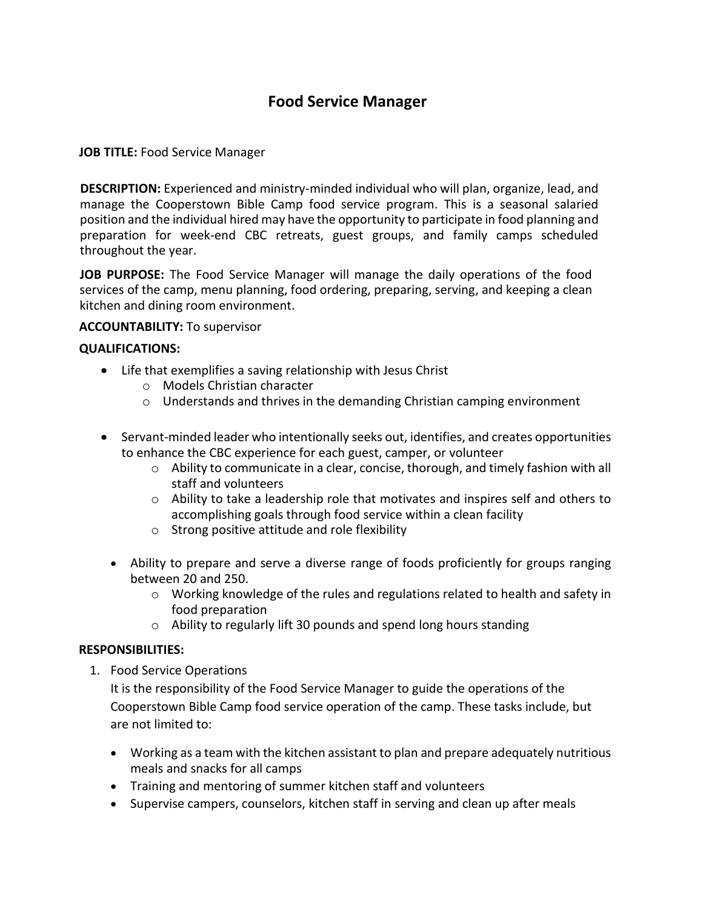# Food Service Manager

**JOB TITLE:** Food Service Manager

**DESCRIPTION:** Experienced and ministry-minded individual who will plan, organize, lead, and manage the Cooperstown Bible Camp food service program. This is a seasonal salaried position and the individual hired may have the opportunity to participate in food planning and preparation for week-end CBC retreats, guest groups, and family camps scheduled throughout the year.

**JOB PURPOSE:** The Food Service Manager will manage the daily operations of the food services of the camp, menu planning, food ordering, preparing, serving, and keeping a clean kitchen and dining room environment.

**ACCOUNTABILITY:** To supervisor

**QUALIFICATIONS:**

- Life that exemplifies a saving relationship with Jesus Christ
  - Models Christian character
  - Understands and thrives in the demanding Christian camping environment

- Servant-minded leader who intentionally seeks out, identifies, and creates opportunities to enhance the CBC experience for each guest, camper, or volunteer
  - Ability to communicate in a clear, concise, thorough, and timely fashion with all staff and volunteers
  - Ability to take a leadership role that motivates and inspires self and others to accomplishing goals through food service within a clean facility
  - Strong positive attitude and role flexibility

- Ability to prepare and serve a diverse range of foods proficiently for groups ranging between 20 and 250.
  - Working knowledge of the rules and regulations related to health and safety in food preparation
  - Ability to regularly lift 30 pounds and spend long hours standing

**RESPONSIBILITIES:**

1. Food Service Operations

   It is the responsibility of the Food Service Manager to guide the operations of the Cooperstown Bible Camp food service operation of the camp. These tasks include, but are not limited to:

   - Working as a team with the kitchen assistant to plan and prepare adequately nutritious meals and snacks for all camps
   - Training and mentoring of summer kitchen staff and volunteers
   - Supervise campers, counselors, kitchen staff in serving and clean up after meals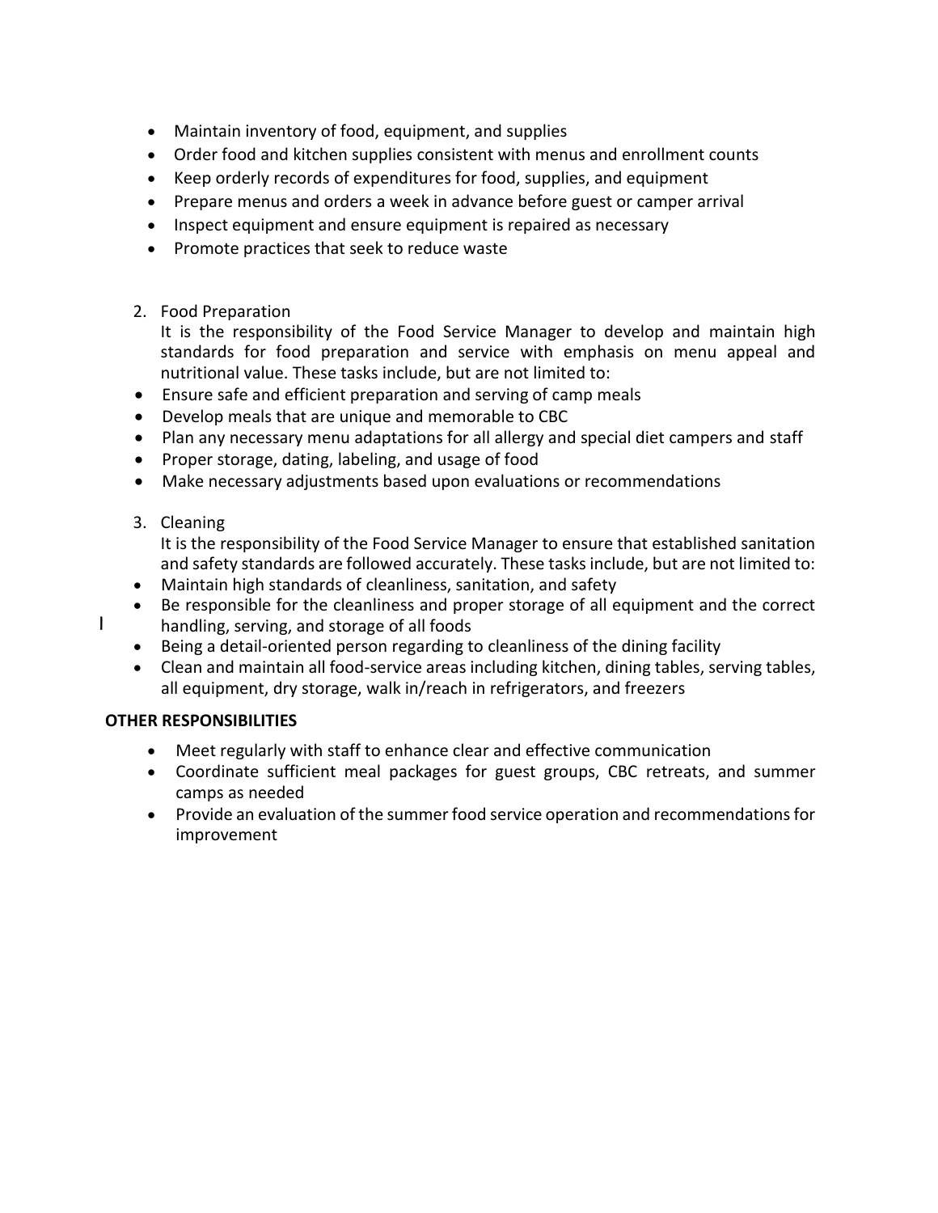- Maintain inventory of food, equipment, and supplies
- Order food and kitchen supplies consistent with menus and enrollment counts
- Keep orderly records of expenditures for food, supplies, and equipment
- Prepare menus and orders a week in advance before guest or camper arrival
- Inspect equipment and ensure equipment is repaired as necessary
- Promote practices that seek to reduce waste

2. Food Preparation

   It is the responsibility of the Food Service Manager to develop and maintain high standards for food preparation and service with emphasis on menu appeal and nutritional value. These tasks include, but are not limited to:

- Ensure safe and efficient preparation and serving of camp meals
- Develop meals that are unique and memorable to CBC
- Plan any necessary menu adaptations for all allergy and special diet campers and staff
- Proper storage, dating, labeling, and usage of food
- Make necessary adjustments based upon evaluations or recommendations

3. Cleaning

   It is the responsibility of the Food Service Manager to ensure that established sanitation and safety standards are followed accurately. These tasks include, but are not limited to:

- Maintain high standards of cleanliness, sanitation, and safety
- Be responsible for the cleanliness and proper storage of all equipment and the correct handling, serving, and storage of all foods
- Being a detail-oriented person regarding to cleanliness of the dining facility
- Clean and maintain all food-service areas including kitchen, dining tables, serving tables, all equipment, dry storage, walk in/reach in refrigerators, and freezers

**OTHER RESPONSIBILITIES**

- Meet regularly with staff to enhance clear and effective communication
- Coordinate sufficient meal packages for guest groups, CBC retreats, and summer camps as needed
- Provide an evaluation of the summer food service operation and recommendations for improvement